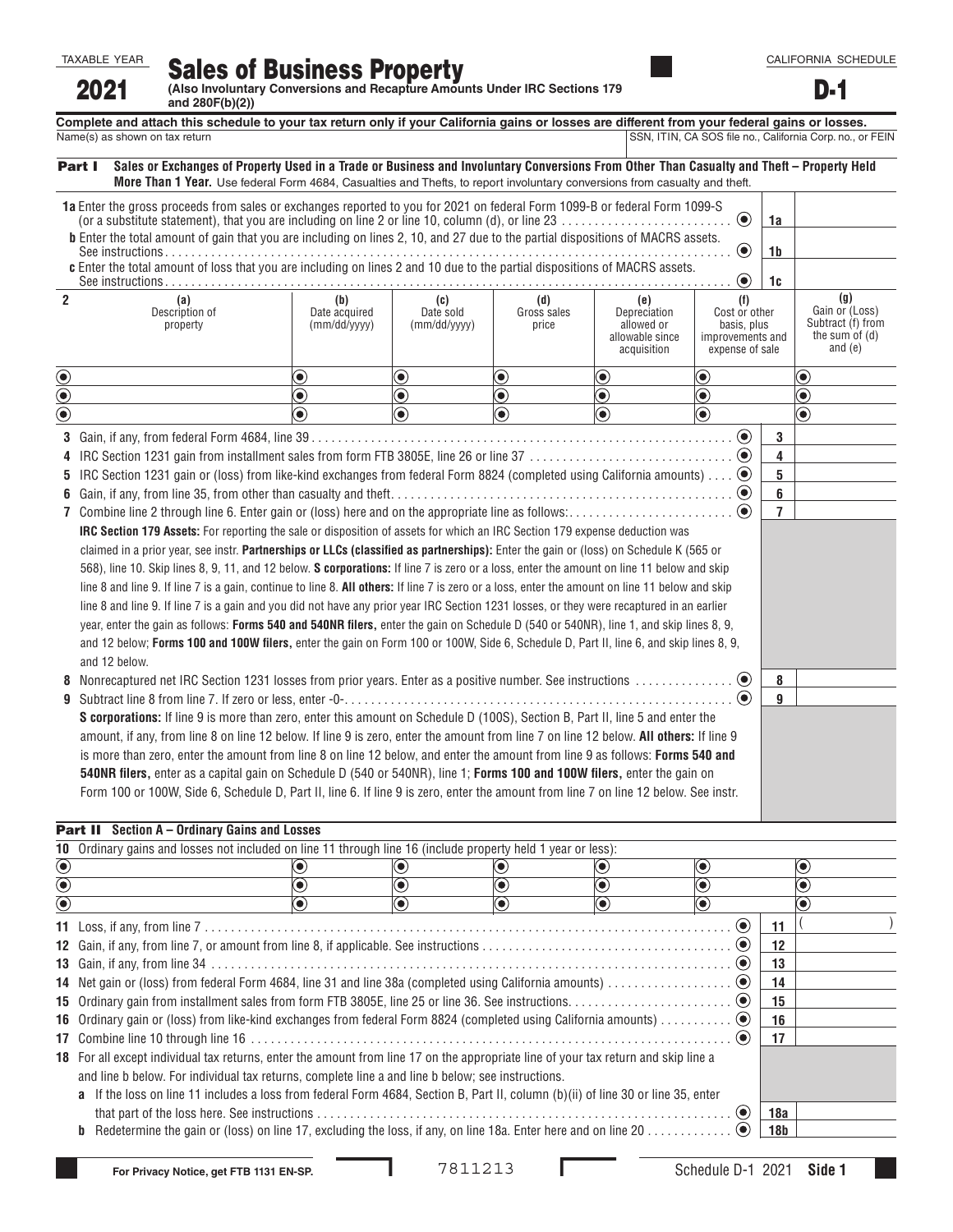TAXABLE YEAR

**2021**

# Sales of Business Property

**(Also Involuntary Conversions and Recapture Amounts Under IRC Sections 179 and 280F(b)(2))**

CALIFORNIA SCHEDULE

**D-1**

**Complete and attach this schedule to your tax return only if your California gains or losses are different from your federal gains or losses.**

Name(s) as shown on tax return | SSN, ITIN, CA SOS file no., California Corp. no., or FEIN

## Part I Sales or Exchanges of Property Used in a Trade or Business and Involuntary Conversions From Other Than Casualty and Theft – Property Held More Than 1 Year.

Use federal Form 4684, Casualties and Thefts, to report involuntary conversions from casualty and theft.

**1a** Enter the gross proceeds from sales or exchanges reported to you for 2021 on federal Form 1099-B or federal Form 1099-S (or a substitute statement), that you are including on line 2 or line 10, column (d), or line 23 .......... **1a**

**b** Enter the total amount of gain that you are including on lines 2, 10, and 27 due to the partial dispositions of MACRS assets. See instructions .......... **1b**

**c** Enter the total amount of loss that you are including on lines 2 and 10 due to the partial dispositions of MACRS assets. See instructions .......... **1c**

| 2 (a) Description of property | (b) Date acquired (mm/dd/yyyy) | (c) Date sold (mm/dd/yyyy) | (d) Gross sales price | (e) Depreciation allowed or allowable since acquisition | (f) Cost or other basis, plus improvements and expense of sale | (g) Gain or (Loss) Subtract (f) from the sum of (d) and (e) |
|---|---|---|---|---|---|---|
| | | | | | | |
| | | | | | | |
| | | | | | | |

**3** Gain, if any, from federal Form 4684, line 39 .......... **3**

**4** IRC Section 1231 gain from installment sales from form FTB 3805E, line 26 or line 37 .......... **4**

**5** IRC Section 1231 gain or (loss) from like-kind exchanges from federal Form 8824 (completed using California amounts) .......... **5**

**6** Gain, if any, from line 35, from other than casualty and theft .......... **6**

**7** Combine line 2 through line 6. Enter gain or (loss) here and on the appropriate line as follows: .......... **7**

**IRC Section 179 Assets:** For reporting the sale or disposition of assets for which an IRC Section 179 expense deduction was claimed in a prior year, see instr. **Partnerships or LLCs (classified as partnerships):** Enter the gain or (loss) on Schedule K (565 or 568), line 10. Skip lines 8, 9, 11, and 12 below. **S corporations:** If line 7 is zero or a loss, enter the amount on line 11 below and skip line 8 and line 9. If line 7 is a gain, continue to line 8. **All others:** If line 7 is zero or a loss, enter the amount on line 11 below and skip line 8 and line 9. If line 7 is a gain and you did not have any prior year IRC Section 1231 losses, or they were recaptured in an earlier year, enter the gain as follows: **Forms 540 and 540NR filers,** enter the gain on Schedule D (540 or 540NR), line 1, and skip lines 8, 9, and 12 below; **Forms 100 and 100W filers,** enter the gain on Form 100 or 100W, Side 6, Schedule D, Part II, line 6, and skip lines 8, 9, and 12 below.

**8** Nonrecaptured net IRC Section 1231 losses from prior years. Enter as a positive number. See instructions .......... **8**

**9** Subtract line 8 from line 7. If zero or less, enter -0- .......... **9**

**S corporations:** If line 9 is more than zero, enter this amount on Schedule D (100S), Section B, Part II, line 5 and enter the amount, if any, from line 8 on line 12 below. If line 9 is zero, enter the amount from line 7 on line 12 below. **All others:** If line 9 is more than zero, enter the amount from line 8 on line 12 below, and enter the amount from line 9 as follows: **Forms 540 and 540NR filers,** enter as a capital gain on Schedule D (540 or 540NR), line 1; **Forms 100 and 100W filers,** enter the gain on Form 100 or 100W, Side 6, Schedule D, Part II, line 6. If line 9 is zero, enter the amount from line 7 on line 12 below. See instr.

## Part II Section A – Ordinary Gains and Losses

**10** Ordinary gains and losses not included on line 11 through line 16 (include property held 1 year or less):

| | | | | | | |
|---|---|---|---|---|---|---|
| | | | | | | |
| | | | | | | |
| | | | | | | |

**11** Loss, if any, from line 7 .......... **11** ( )

**12** Gain, if any, from line 7, or amount from line 8, if applicable. See instructions .......... **12**

**13** Gain, if any, from line 34 .......... **13**

**14** Net gain or (loss) from federal Form 4684, line 31 and line 38a (completed using California amounts) .......... **14**

**15** Ordinary gain from installment sales from form FTB 3805E, line 25 or line 36. See instructions .......... **15**

**16** Ordinary gain or (loss) from like-kind exchanges from federal Form 8824 (completed using California amounts) .......... **16**

**17** Combine line 10 through line 16 .......... **17**

**18** For all except individual tax returns, enter the amount from line 17 on the appropriate line of your tax return and skip line a and line b below. For individual tax returns, complete line a and line b below; see instructions.

**a** If the loss on line 11 includes a loss from federal Form 4684, Section B, Part II, column (b)(ii) of line 30 or line 35, enter that part of the loss here. See instructions .......... **18a**

**b** Redetermine the gain or (loss) on line 17, excluding the loss, if any, on line 18a. Enter here and on line 20 .......... **18b**

For Privacy Notice, get FTB 1131 EN-SP. 7811213 Schedule D-1 2021 **Side 1**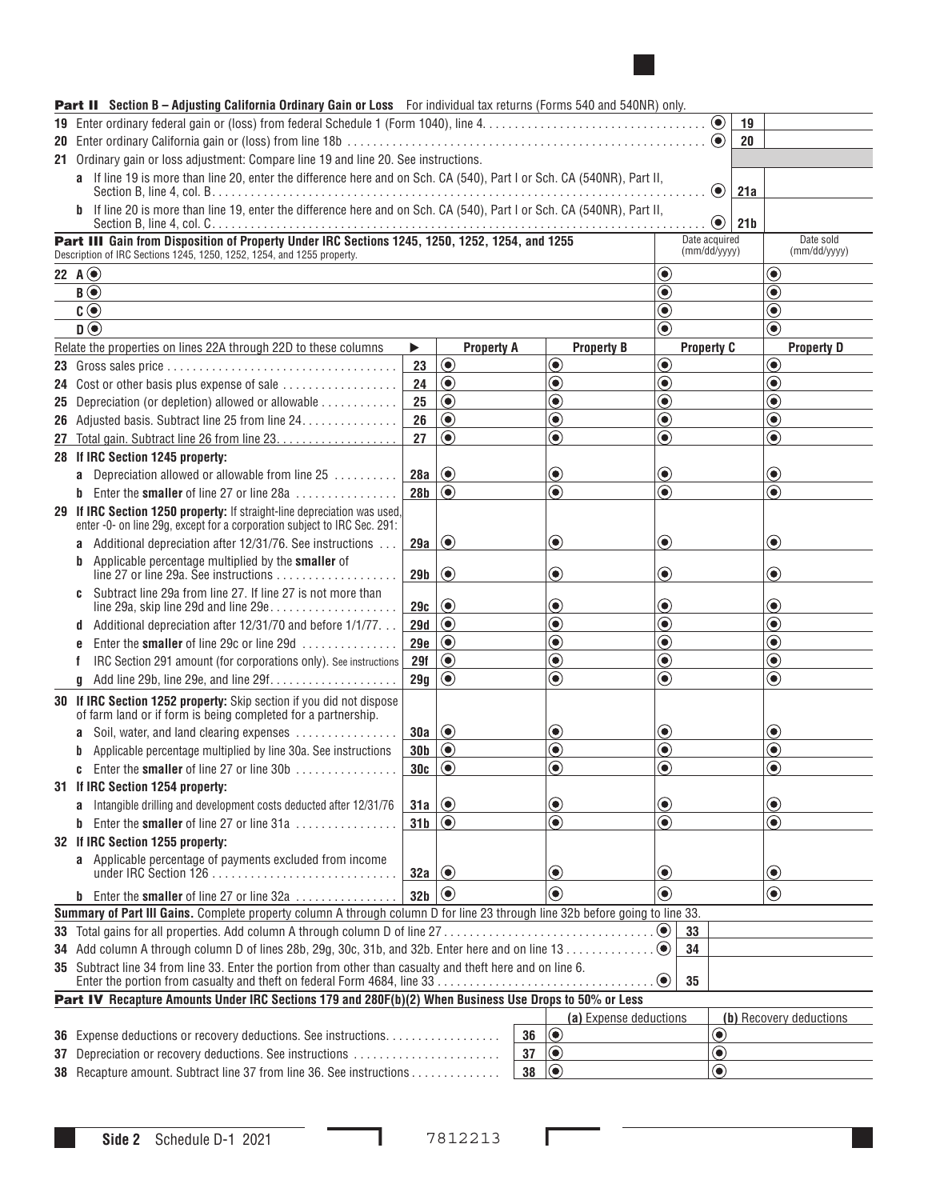## Part II Section B – Adjusting California Ordinary Gain or Loss For individual tax returns (Forms 540 and 540NR) only.

| | | | |
|---|---|---|---|
| **19** | Enter ordinary federal gain or (loss) from federal Schedule 1 (Form 1040), line 4. | 19 | |
| **20** | Enter ordinary California gain or (loss) from line 18b | 20 | |
| **21** | Ordinary gain or loss adjustment: Compare line 19 and line 20. See instructions. | | |
| **a** | If line 19 is more than line 20, enter the difference here and on Sch. CA (540), Part I or Sch. CA (540NR), Part II, Section B, line 4, col. B. | 21a | |
| **b** | If line 20 is more than line 19, enter the difference here and on Sch. CA (540), Part I or Sch. CA (540NR), Part II, Section B, line 4, col. C. | 21b | |

## Part III Gain from Disposition of Property Under IRC Sections 1245, 1250, 1252, 1254, and 1255

Description of IRC Sections 1245, 1250, 1252, 1254, and 1255 property.

| | Description | Date acquired (mm/dd/yyyy) | Date sold (mm/dd/yyyy) |
|---|---|---|---|
| **22 A** | | | |
| **B** | | | |
| **C** | | | |
| **D** | | | |

| Relate the properties on lines 22A through 22D to these columns ▶ | | Property A | Property B | Property C | Property D |
|---|---|---|---|---|---|
| **23** Gross sales price | 23 | | | | |
| **24** Cost or other basis plus expense of sale | 24 | | | | |
| **25** Depreciation (or depletion) allowed or allowable | 25 | | | | |
| **26** Adjusted basis. Subtract line 25 from line 24. | 26 | | | | |
| **27** Total gain. Subtract line 26 from line 23. | 27 | | | | |
| **28 If IRC Section 1245 property:** | | | | | |
| **a** Depreciation allowed or allowable from line 25 | 28a | | | | |
| **b** Enter the **smaller** of line 27 or line 28a | 28b | | | | |
| **29 If IRC Section 1250 property:** If straight-line depreciation was used, enter -0- on line 29g, except for a corporation subject to IRC Sec. 291: | | | | | |
| **a** Additional depreciation after 12/31/76. See instructions | 29a | | | | |
| **b** Applicable percentage multiplied by the **smaller** of line 27 or line 29a. See instructions | 29b | | | | |
| **c** Subtract line 29a from line 27. If line 27 is not more than line 29a, skip line 29d and line 29e. | 29c | | | | |
| **d** Additional depreciation after 12/31/70 and before 1/1/77. | 29d | | | | |
| **e** Enter the **smaller** of line 29c or line 29d | 29e | | | | |
| **f** IRC Section 291 amount (for corporations only). See instructions | 29f | | | | |
| **g** Add line 29b, line 29e, and line 29f. | 29g | | | | |
| **30 If IRC Section 1252 property:** Skip section if you did not dispose of farm land or if form is being completed for a partnership. | | | | | |
| **a** Soil, water, and land clearing expenses | 30a | | | | |
| **b** Applicable percentage multiplied by line 30a. See instructions | 30b | | | | |
| **c** Enter the **smaller** of line 27 or line 30b | 30c | | | | |
| **31 If IRC Section 1254 property:** | | | | | |
| **a** Intangible drilling and development costs deducted after 12/31/76 | 31a | | | | |
| **b** Enter the **smaller** of line 27 or line 31a | 31b | | | | |
| **32 If IRC Section 1255 property:** | | | | | |
| **a** Applicable percentage of payments excluded from income under IRC Section 126 | 32a | | | | |
| **b** Enter the **smaller** of line 27 or line 32a | 32b | | | | |

**Summary of Part III Gains.** Complete property column A through column D for line 23 through line 32b before going to line 33.

| | | | |
|---|---|---|---|
| **33** | Total gains for all properties. Add column A through column D of line 27 | 33 | |
| **34** | Add column A through column D of lines 28b, 29g, 30c, 31b, and 32b. Enter here and on line 13 | 34 | |
| **35** | Subtract line 34 from line 33. Enter the portion from other than casualty and theft here and on line 6. Enter the portion from casualty and theft on federal Form 4684, line 33 | 35 | |

## Part IV Recapture Amounts Under IRC Sections 179 and 280F(b)(2) When Business Use Drops to 50% or Less

| | | (a) Expense deductions | (b) Recovery deductions |
|---|---|---|---|
| **36** Expense deductions or recovery deductions. See instructions. | 36 | | |
| **37** Depreciation or recovery deductions. See instructions | 37 | | |
| **38** Recapture amount. Subtract line 37 from line 36. See instructions | 38 | | |